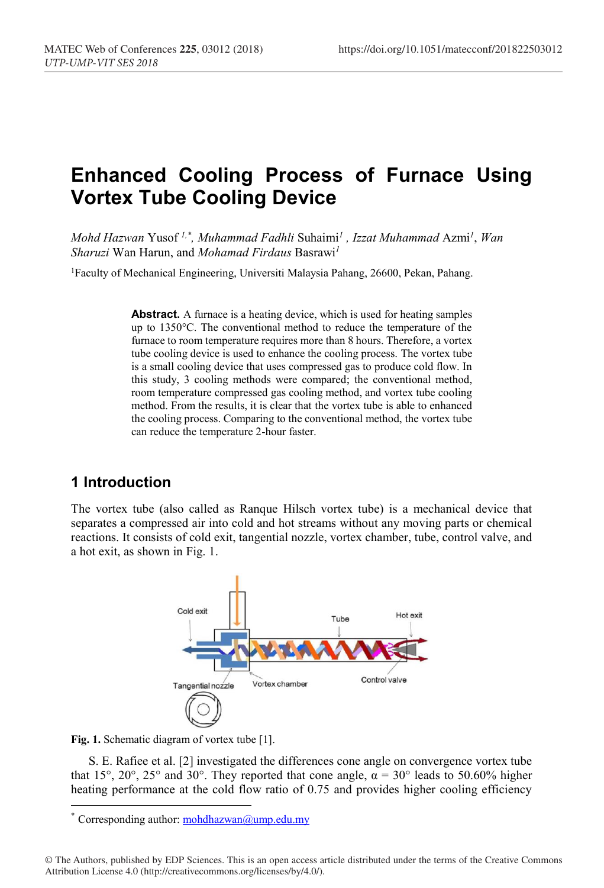# Enhanced Cooling Process of Furnace Using Vortex Tube Cooling Device

*Mohd Hazwan* Yusof [1,*], *Muhammad Fadhli* Suhaimi[1], *Izzat Muhammad* Azmi[1], *Wan Sharuzi* Wan Harun, and *Mohamad Firdaus* Basrawi[1]

[1]Faculty of Mechanical Engineering, Universiti Malaysia Pahang, 26600, Pekan, Pahang.

**Abstract.** A furnace is a heating device, which is used for heating samples up to 1350°C. The conventional method to reduce the temperature of the furnace to room temperature requires more than 8 hours. Therefore, a vortex tube cooling device is used to enhance the cooling process. The vortex tube is a small cooling device that uses compressed gas to produce cold flow. In this study, 3 cooling methods were compared; the conventional method, room temperature compressed gas cooling method, and vortex tube cooling method. From the results, it is clear that the vortex tube is able to enhanced the cooling process. Comparing to the conventional method, the vortex tube can reduce the temperature 2-hour faster.

## 1 Introduction

The vortex tube (also called as Ranque Hilsch vortex tube) is a mechanical device that separates a compressed air into cold and hot streams without any moving parts or chemical reactions. It consists of cold exit, tangential nozzle, vortex chamber, tube, control valve, and a hot exit, as shown in Fig. 1.

**Fig. 1.** Schematic diagram of vortex tube [1].

S. E. Rafiee et al. [2] investigated the differences cone angle on convergence vortex tube that 15°, 20°, 25° and 30°. They reported that cone angle, $\alpha = 30°$ leads to 50.60% higher heating performance at the cold flow ratio of 0.75 and provides higher cooling efficiency

* Corresponding author: mohdhazwan@ump.edu.my

© The Authors, published by EDP Sciences. This is an open access article distributed under the terms of the Creative Commons Attribution License 4.0 (http://creativecommons.org/licenses/by/4.0/).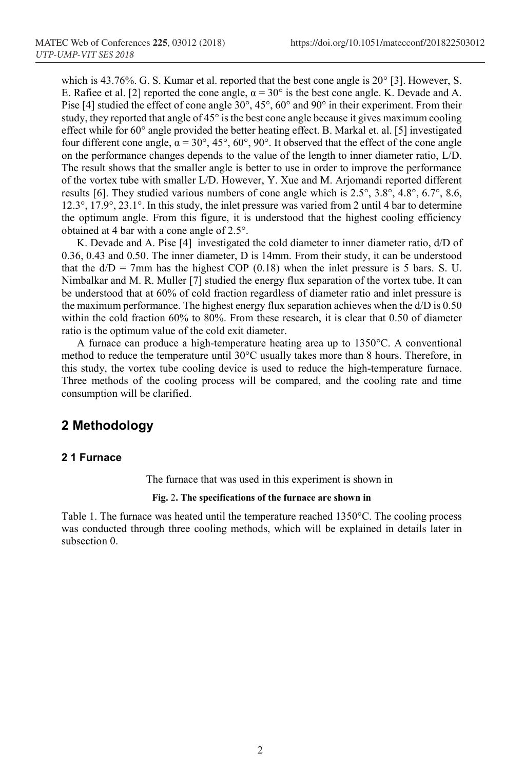which is 43.76%. G. S. Kumar et al. reported that the best cone angle is 20° [3]. However, S. E. Rafiee et al. [2] reported the cone angle, $\alpha = 30°$ is the best cone angle. K. Devade and A. Pise [4] studied the effect of cone angle 30°, 45°, 60° and 90° in their experiment. From their study, they reported that angle of 45° is the best cone angle because it gives maximum cooling effect while for 60° angle provided the better heating effect. B. Markal et. al. [5] investigated four different cone angle, $\alpha = 30°, 45°, 60°, 90°$. It observed that the effect of the cone angle on the performance changes depends to the value of the length to inner diameter ratio, L/D. The result shows that the smaller angle is better to use in order to improve the performance of the vortex tube with smaller L/D. However, Y. Xue and M. Arjomandi reported different results [6]. They studied various numbers of cone angle which is 2.5°, 3.8°, 4.8°, 6.7°, 8.6, 12.3°, 17.9°, 23.1°. In this study, the inlet pressure was varied from 2 until 4 bar to determine the optimum angle. From this figure, it is understood that the highest cooling efficiency obtained at 4 bar with a cone angle of 2.5°.

K. Devade and A. Pise [4] investigated the cold diameter to inner diameter ratio, d/D of 0.36, 0.43 and 0.50. The inner diameter, D is 14mm. From their study, it can be understood that the d/D = 7mm has the highest COP (0.18) when the inlet pressure is 5 bars. S. U. Nimbalkar and M. R. Muller [7] studied the energy flux separation of the vortex tube. It can be understood that at 60% of cold fraction regardless of diameter ratio and inlet pressure is the maximum performance. The highest energy flux separation achieves when the d/D is 0.50 within the cold fraction 60% to 80%. From these research, it is clear that 0.50 of diameter ratio is the optimum value of the cold exit diameter.

A furnace can produce a high-temperature heating area up to 1350°C. A conventional method to reduce the temperature until 30°C usually takes more than 8 hours. Therefore, in this study, the vortex tube cooling device is used to reduce the high-temperature furnace. Three methods of the cooling process will be compared, and the cooling rate and time consumption will be clarified.

## 2 Methodology

### 2 1 Furnace

The furnace that was used in this experiment is shown in

**Fig. 2. The specifications of the furnace are shown in**

Table 1. The furnace was heated until the temperature reached 1350°C. The cooling process was conducted through three cooling methods, which will be explained in details later in subsection 0.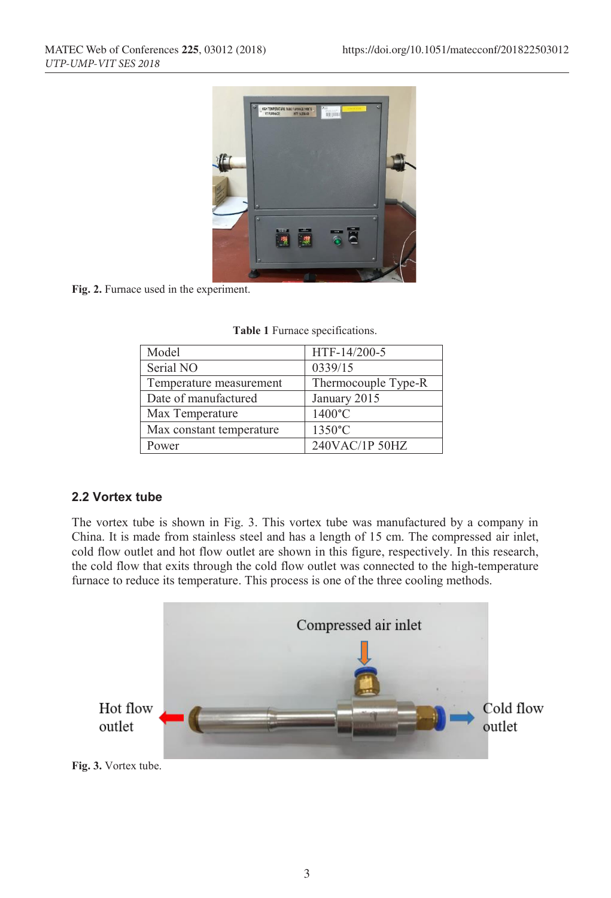Fig. 2. Furnace used in the experiment.

**Table 1** Furnace specifications.

| Model | HTF-14/200-5 |
|---|---|
| Serial NO | 0339/15 |
| Temperature measurement | Thermocouple Type-R |
| Date of manufactured | January 2015 |
| Max Temperature | 1400°C |
| Max constant temperature | 1350°C |
| Power | 240VAC/1P 50HZ |

### 2.2 Vortex tube

The vortex tube is shown in Fig. 3. This vortex tube was manufactured by a company in China. It is made from stainless steel and has a length of 15 cm. The compressed air inlet, cold flow outlet and hot flow outlet are shown in this figure, respectively. In this research, the cold flow that exits through the cold flow outlet was connected to the high-temperature furnace to reduce its temperature. This process is one of the three cooling methods.

Fig. 3. Vortex tube.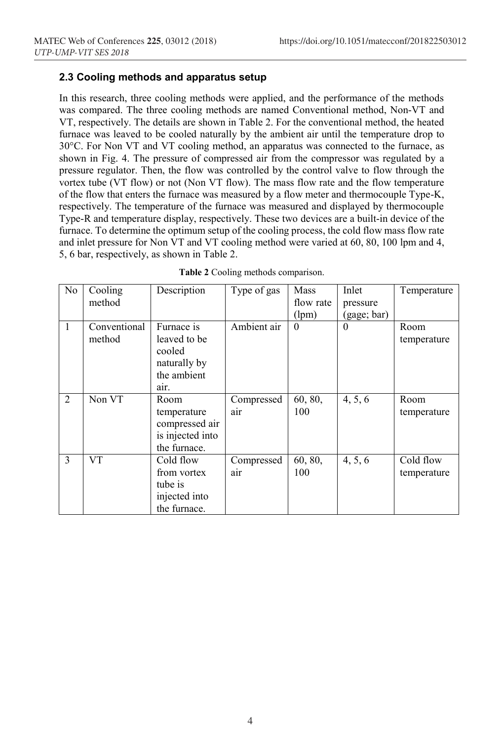### 2.3 Cooling methods and apparatus setup

In this research, three cooling methods were applied, and the performance of the methods was compared. The three cooling methods are named Conventional method, Non-VT and VT, respectively. The details are shown in Table 2. For the conventional method, the heated furnace was leaved to be cooled naturally by the ambient air until the temperature drop to 30°C. For Non VT and VT cooling method, an apparatus was connected to the furnace, as shown in Fig. 4. The pressure of compressed air from the compressor was regulated by a pressure regulator. Then, the flow was controlled by the control valve to flow through the vortex tube (VT flow) or not (Non VT flow). The mass flow rate and the flow temperature of the flow that enters the furnace was measured by a flow meter and thermocouple Type-K, respectively. The temperature of the furnace was measured and displayed by thermocouple Type-R and temperature display, respectively. These two devices are a built-in device of the furnace. To determine the optimum setup of the cooling process, the cold flow mass flow rate and inlet pressure for Non VT and VT cooling method were varied at 60, 80, 100 lpm and 4, 5, 6 bar, respectively, as shown in Table 2.

**Table 2** Cooling methods comparison.

| No | Cooling method | Description | Type of gas | Mass flow rate (lpm) | Inlet pressure (gage; bar) | Temperature |
|---|---|---|---|---|---|---|
| 1 | Conventional method | Furnace is leaved to be cooled naturally by the ambient air. | Ambient air | 0 | 0 | Room temperature |
| 2 | Non VT | Room temperature compressed air is injected into the furnace. | Compressed air | 60, 80, 100 | 4, 5, 6 | Room temperature |
| 3 | VT | Cold flow from vortex tube is injected into the furnace. | Compressed air | 60, 80, 100 | 4, 5, 6 | Cold flow temperature |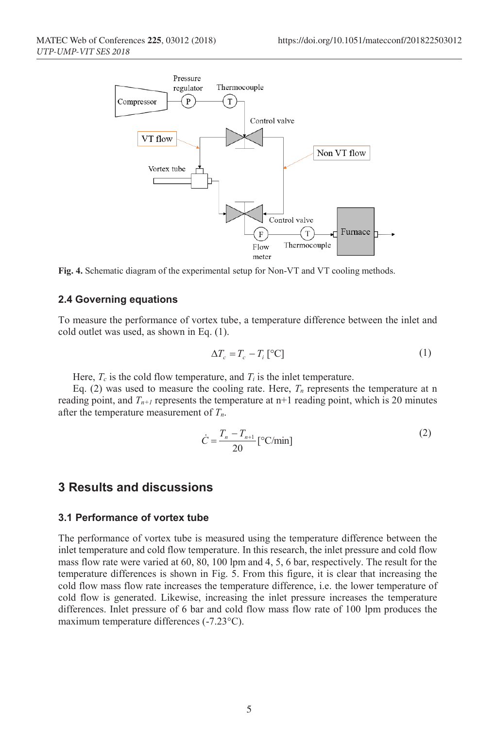Fig. 4. Schematic diagram of the experimental setup for Non-VT and VT cooling methods.

### 2.4 Governing equations

To measure the performance of vortex tube, a temperature difference between the inlet and cold outlet was used, as shown in Eq. (1).

$$\Delta T_c = T_c - T_i \text{ [°C]} \tag{1}$$

Here, $T_c$ is the cold flow temperature, and $T_i$ is the inlet temperature.

Eq. (2) was used to measure the cooling rate. Here, $T_n$ represents the temperature at n reading point, and $T_{n+1}$ represents the temperature at n+1 reading point, which is 20 minutes after the temperature measurement of $T_n$.

$$\dot{C} = \frac{T_n - T_{n+1}}{20} \text{ [°C/min]} \tag{2}$$

## 3 Results and discussions

### 3.1 Performance of vortex tube

The performance of vortex tube is measured using the temperature difference between the inlet temperature and cold flow temperature. In this research, the inlet pressure and cold flow mass flow rate were varied at 60, 80, 100 lpm and 4, 5, 6 bar, respectively. The result for the temperature differences is shown in Fig. 5. From this figure, it is clear that increasing the cold flow mass flow rate increases the temperature difference, i.e. the lower temperature of cold flow is generated. Likewise, increasing the inlet pressure increases the temperature differences. Inlet pressure of 6 bar and cold flow mass flow rate of 100 lpm produces the maximum temperature differences (-7.23°C).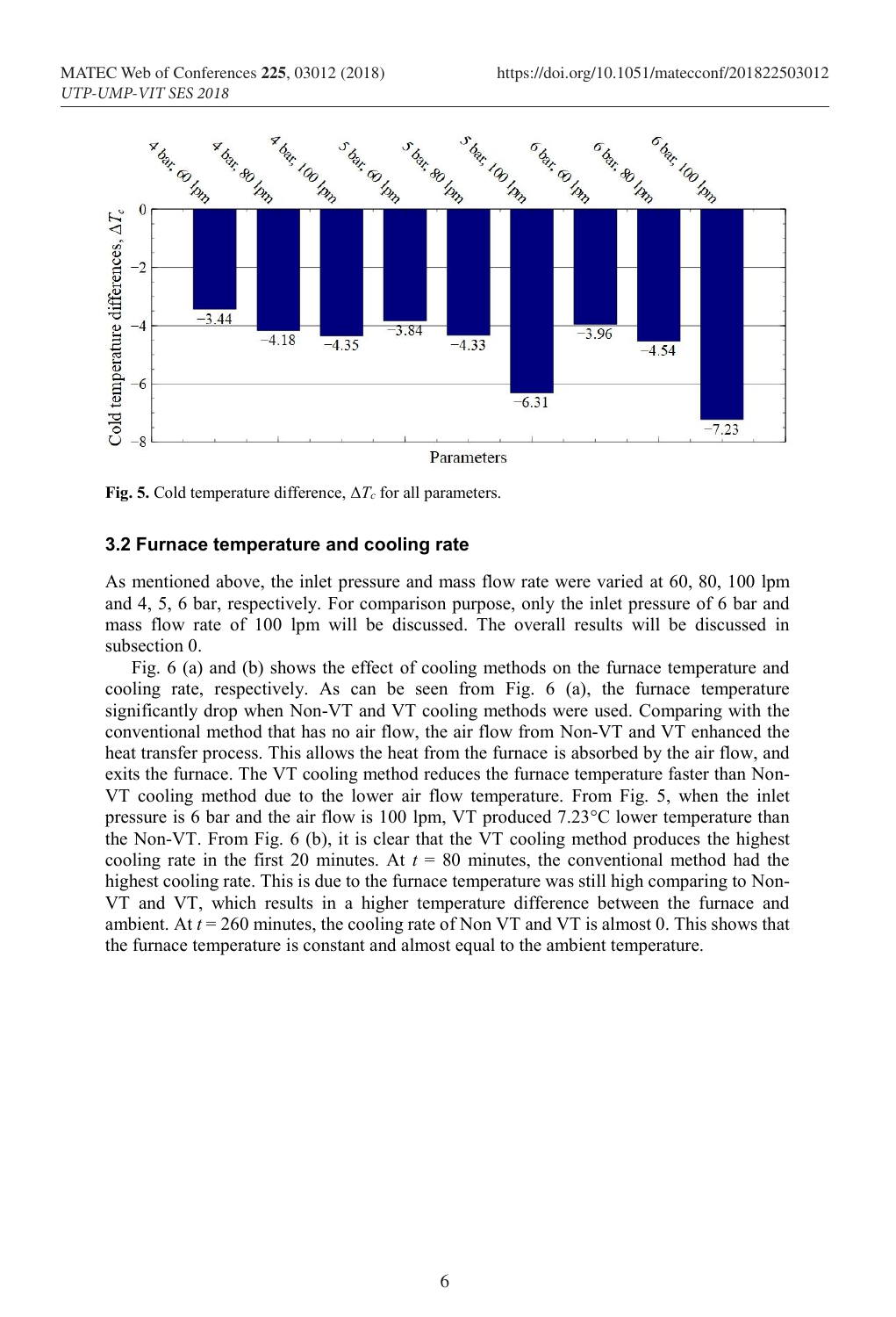**Fig. 5.** Cold temperature difference, $\Delta T_c$ for all parameters.

### 3.2 Furnace temperature and cooling rate

As mentioned above, the inlet pressure and mass flow rate were varied at 60, 80, 100 lpm and 4, 5, 6 bar, respectively. For comparison purpose, only the inlet pressure of 6 bar and mass flow rate of 100 lpm will be discussed. The overall results will be discussed in subsection 0.

Fig. 6 (a) and (b) shows the effect of cooling methods on the furnace temperature and cooling rate, respectively. As can be seen from Fig. 6 (a), the furnace temperature significantly drop when Non-VT and VT cooling methods were used. Comparing with the conventional method that has no air flow, the air flow from Non-VT and VT enhanced the heat transfer process. This allows the heat from the furnace is absorbed by the air flow, and exits the furnace. The VT cooling method reduces the furnace temperature faster than Non-VT cooling method due to the lower air flow temperature. From Fig. 5, when the inlet pressure is 6 bar and the air flow is 100 lpm, VT produced 7.23°C lower temperature than the Non-VT. From Fig. 6 (b), it is clear that the VT cooling method produces the highest cooling rate in the first 20 minutes. At $t$ = 80 minutes, the conventional method had the highest cooling rate. This is due to the furnace temperature was still high comparing to Non-VT and VT, which results in a higher temperature difference between the furnace and ambient. At $t$ = 260 minutes, the cooling rate of Non VT and VT is almost 0. This shows that the furnace temperature is constant and almost equal to the ambient temperature.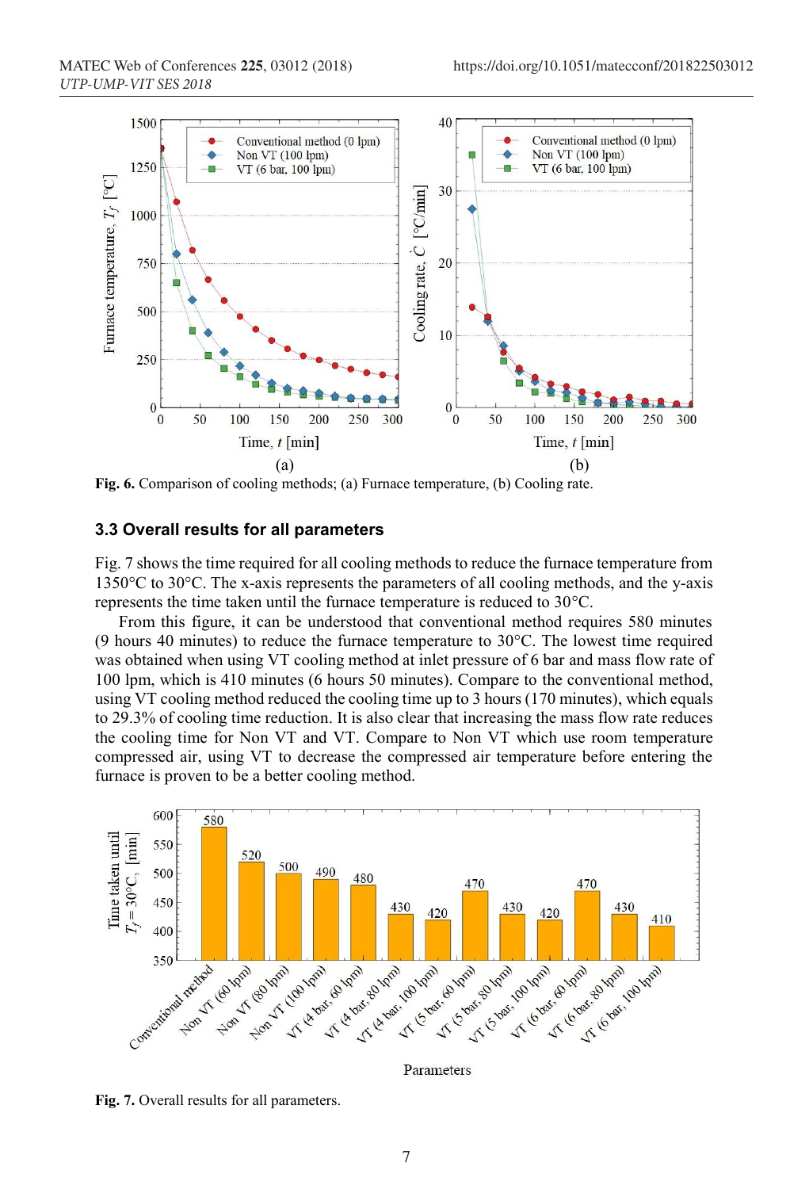Fig. 6. Comparison of cooling methods; (a) Furnace temperature, (b) Cooling rate.

### 3.3 Overall results for all parameters

Fig. 7 shows the time required for all cooling methods to reduce the furnace temperature from 1350°C to 30°C. The x-axis represents the parameters of all cooling methods, and the y-axis represents the time taken until the furnace temperature is reduced to 30°C.

From this figure, it can be understood that conventional method requires 580 minutes (9 hours 40 minutes) to reduce the furnace temperature to 30°C. The lowest time required was obtained when using VT cooling method at inlet pressure of 6 bar and mass flow rate of 100 lpm, which is 410 minutes (6 hours 50 minutes). Compare to the conventional method, using VT cooling method reduced the cooling time up to 3 hours (170 minutes), which equals to 29.3% of cooling time reduction. It is also clear that increasing the mass flow rate reduces the cooling time for Non VT and VT. Compare to Non VT which use room temperature compressed air, using VT to decrease the compressed air temperature before entering the furnace is proven to be a better cooling method.

Fig. 7. Overall results for all parameters.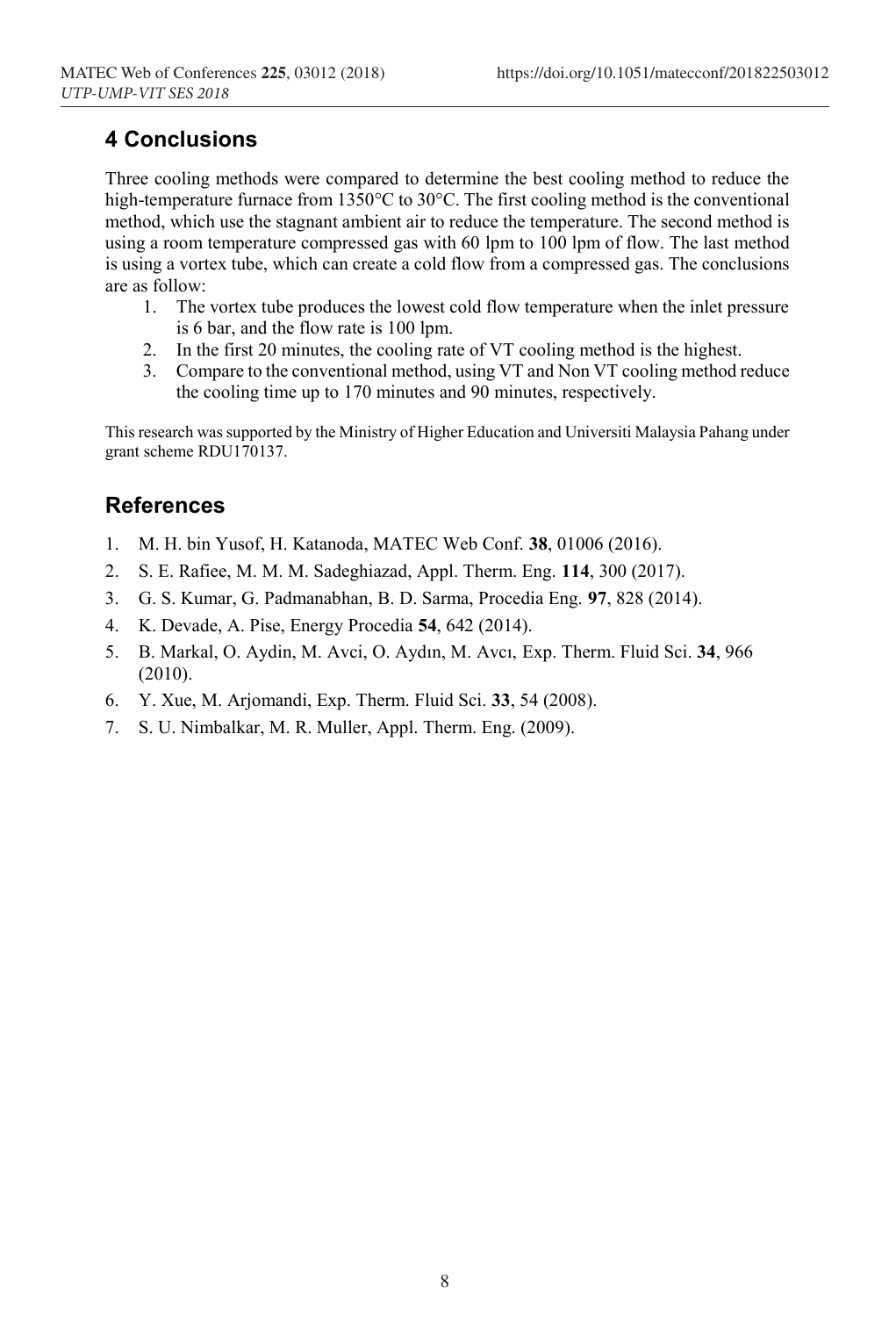## 4 Conclusions

Three cooling methods were compared to determine the best cooling method to reduce the high-temperature furnace from 1350°C to 30°C. The first cooling method is the conventional method, which use the stagnant ambient air to reduce the temperature. The second method is using a room temperature compressed gas with 60 lpm to 100 lpm of flow. The last method is using a vortex tube, which can create a cold flow from a compressed gas. The conclusions are as follow:

1. The vortex tube produces the lowest cold flow temperature when the inlet pressure is 6 bar, and the flow rate is 100 lpm.
2. In the first 20 minutes, the cooling rate of VT cooling method is the highest.
3. Compare to the conventional method, using VT and Non VT cooling method reduce the cooling time up to 170 minutes and 90 minutes, respectively.

This research was supported by the Ministry of Higher Education and Universiti Malaysia Pahang under grant scheme RDU170137.

## References

1. M. H. bin Yusof, H. Katanoda, MATEC Web Conf. **38**, 01006 (2016).
2. S. E. Rafiee, M. M. M. Sadeghiazad, Appl. Therm. Eng. **114**, 300 (2017).
3. G. S. Kumar, G. Padmanabhan, B. D. Sarma, Procedia Eng. **97**, 828 (2014).
4. K. Devade, A. Pise, Energy Procedia **54**, 642 (2014).
5. B. Markal, O. Aydin, M. Avci, O. Aydın, M. Avcı, Exp. Therm. Fluid Sci. **34**, 966 (2010).
6. Y. Xue, M. Arjomandi, Exp. Therm. Fluid Sci. **33**, 54 (2008).
7. S. U. Nimbalkar, M. R. Muller, Appl. Therm. Eng. (2009).